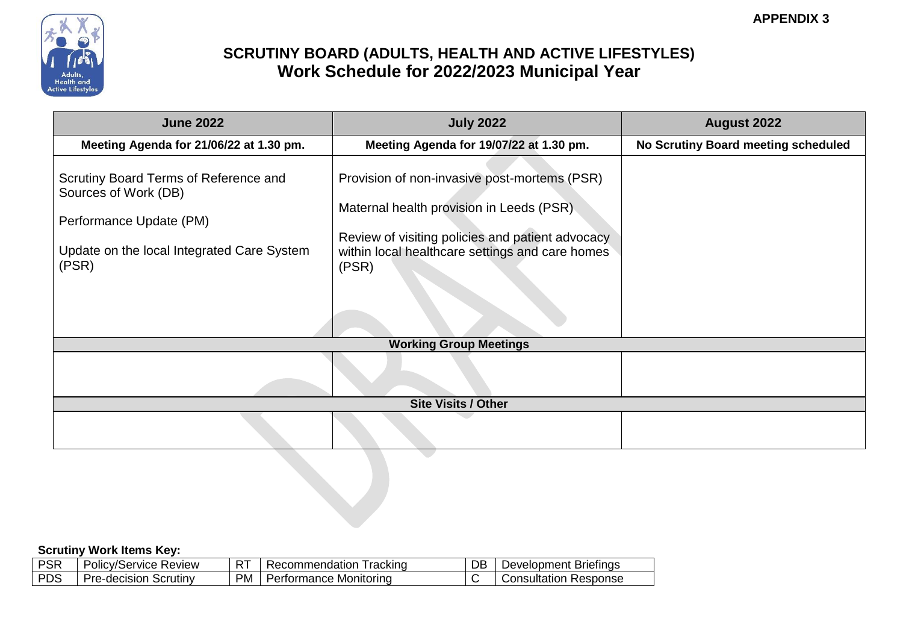APPENDIX 3

# SCRUTINY BOARD (ADULTS, HEALTH AND ACTIVE LIFESTYLES)
## Work Schedule for 2022/2023 Municipal Year

| June 2022 | July 2022 | August 2022 |
|---|---|---|
| **Meeting Agenda for 21/06/22 at 1.30 pm.** | **Meeting Agenda for 19/07/22 at 1.30 pm.** | **No Scrutiny Board meeting scheduled** |
| Scrutiny Board Terms of Reference and Sources of Work (DB)<br><br>Performance Update (PM)<br><br>Update on the local Integrated Care System (PSR) | Provision of non-invasive post-mortems (PSR)<br><br>Maternal health provision in Leeds (PSR)<br><br>Review of visiting policies and patient advocacy within local healthcare settings and care homes (PSR) | |
| **Working Group Meetings** | | |
| | | |
| **Site Visits / Other** | | |
| | | |

**Scrutiny Work Items Key:**

| | | | | | |
|---|---|---|---|---|---|
| PSR | Policy/Service Review | RT | Recommendation Tracking | DB | Development Briefings |
| PDS | Pre-decision Scrutiny | PM | Performance Monitoring | C | Consultation Response |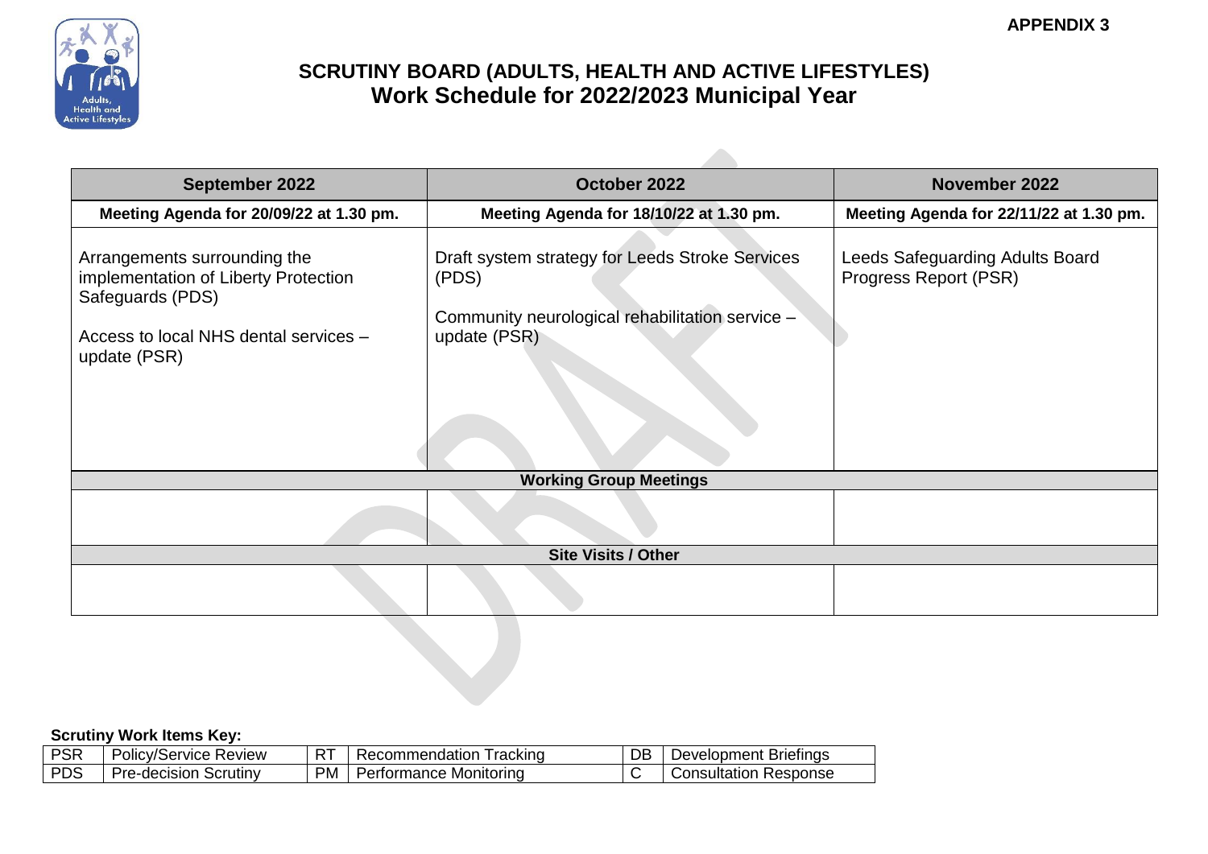**APPENDIX 3**

# SCRUTINY BOARD (ADULTS, HEALTH AND ACTIVE LIFESTYLES)
## Work Schedule for 2022/2023 Municipal Year

| September 2022 | October 2022 | November 2022 |
|---|---|---|
| **Meeting Agenda for 20/09/22 at 1.30 pm.** | **Meeting Agenda for 18/10/22 at 1.30 pm.** | **Meeting Agenda for 22/11/22 at 1.30 pm.** |
| Arrangements surrounding the implementation of Liberty Protection Safeguards (PDS)<br><br>Access to local NHS dental services – update (PSR) | Draft system strategy for Leeds Stroke Services (PDS)<br><br>Community neurological rehabilitation service – update (PSR) | Leeds Safeguarding Adults Board Progress Report (PSR) |
| **Working Group Meetings** | | |
| | | |
| **Site Visits / Other** | | |
| | | |

**Scrutiny Work Items Key:**

| | | | | | |
|---|---|---|---|---|---|
| PSR | Policy/Service Review | RT | Recommendation Tracking | DB | Development Briefings |
| PDS | Pre-decision Scrutiny | PM | Performance Monitoring | C | Consultation Response |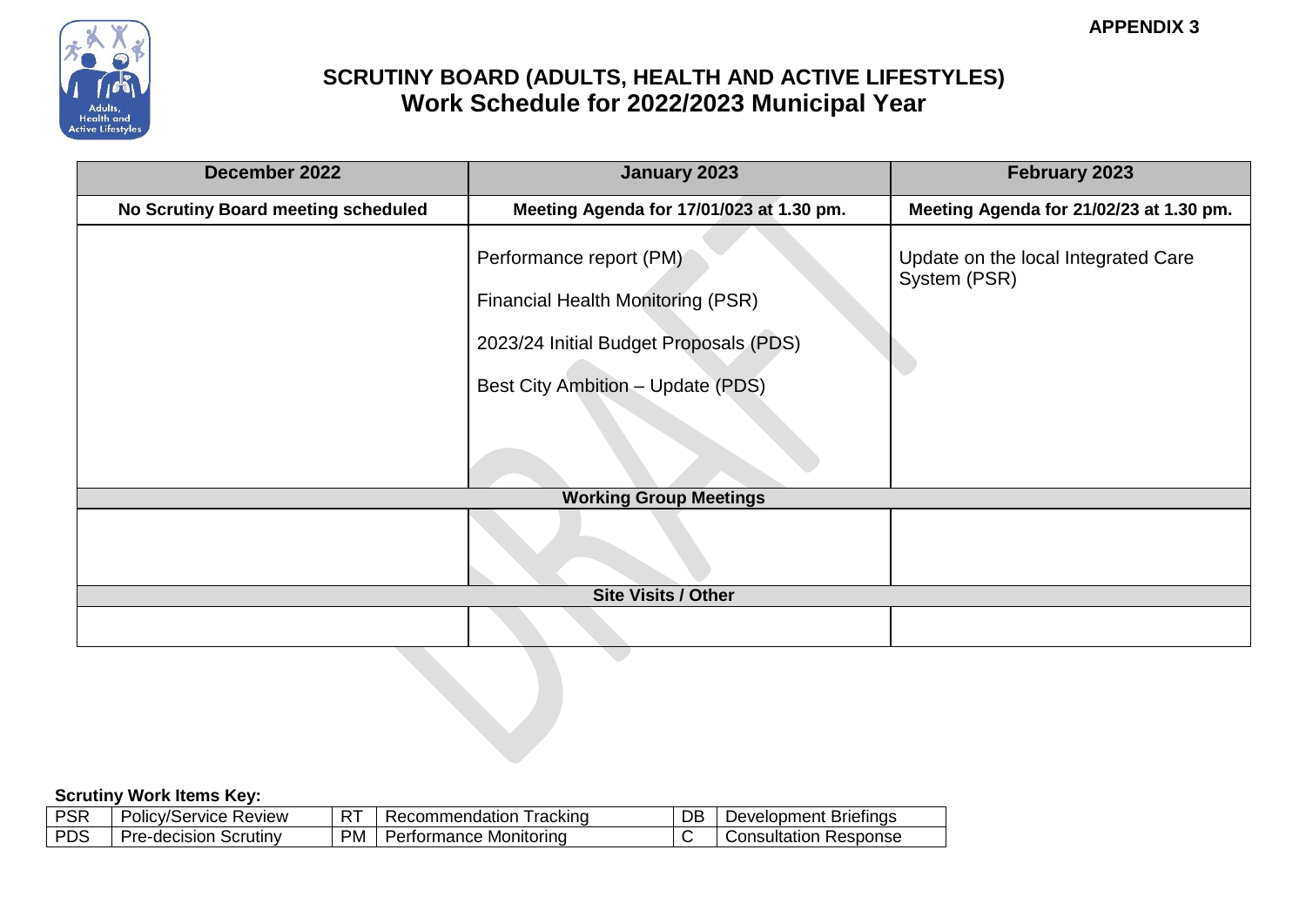APPENDIX 3

# SCRUTINY BOARD (ADULTS, HEALTH AND ACTIVE LIFESTYLES)
## Work Schedule for 2022/2023 Municipal Year

| December 2022 | January 2023 | February 2023 |
|---|---|---|
| **No Scrutiny Board meeting scheduled** | **Meeting Agenda for 17/01/023 at 1.30 pm.** | **Meeting Agenda for 21/02/23 at 1.30 pm.** |
| | Performance report (PM)<br><br>Financial Health Monitoring (PSR)<br><br>2023/24 Initial Budget Proposals (PDS)<br><br>Best City Ambition – Update (PDS) | Update on the local Integrated Care System (PSR) |
| **Working Group Meetings** | | |
| | | |
| **Site Visits / Other** | | |
| | | |

**Scrutiny Work Items Key:**

| | | | | | |
|---|---|---|---|---|---|
| PSR | Policy/Service Review | RT | Recommendation Tracking | DB | Development Briefings |
| PDS | Pre-decision Scrutiny | PM | Performance Monitoring | C | Consultation Response |

DRAFT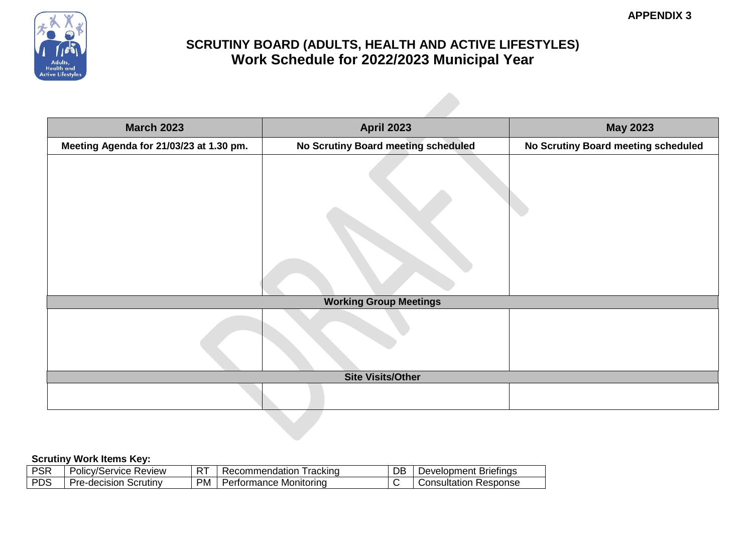APPENDIX 3

# SCRUTINY BOARD (ADULTS, HEALTH AND ACTIVE LIFESTYLES)
## Work Schedule for 2022/2023 Municipal Year

| March 2023 | April 2023 | May 2023 |
|---|---|---|
| Meeting Agenda for 21/03/23 at 1.30 pm. | No Scrutiny Board meeting scheduled | No Scrutiny Board meeting scheduled |
| | | |
| **Working Group Meetings** | | |
| | | |
| **Site Visits/Other** | | |
| | | |

**Scrutiny Work Items Key:**

| | | | | | |
|---|---|---|---|---|---|
| PSR | Policy/Service Review | RT | Recommendation Tracking | DB | Development Briefings |
| PDS | Pre-decision Scrutiny | PM | Performance Monitoring | C | Consultation Response |